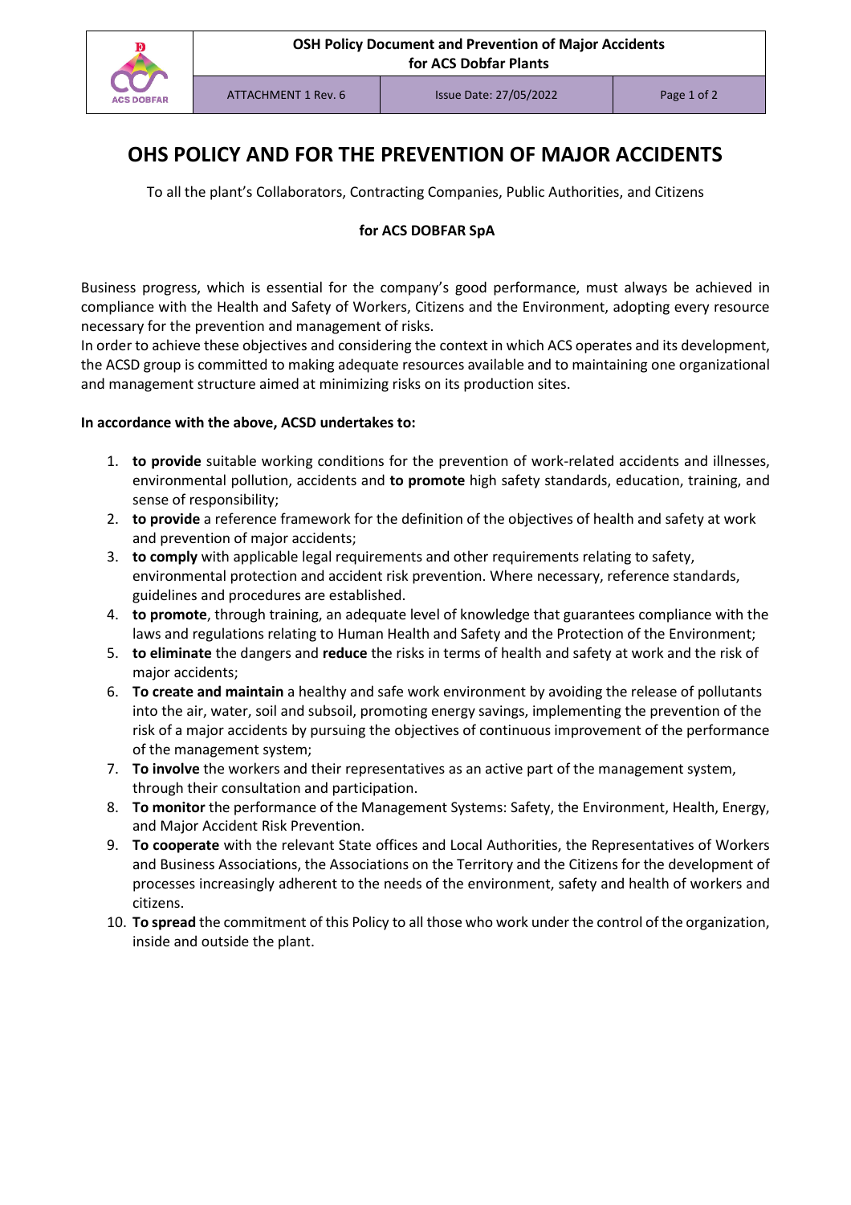# OHS POLICY AND FOR THE PREVENTION OF MAJOR ACCIDENTS

To all the plant's Collaborators, Contracting Companies, Public Authorities, and Citizens

**for ACS DOBFAR SpA**

Business progress, which is essential for the company's good performance, must always be achieved in compliance with the Health and Safety of Workers, Citizens and the Environment, adopting every resource necessary for the prevention and management of risks.
In order to achieve these objectives and considering the context in which ACS operates and its development, the ACSD group is committed to making adequate resources available and to maintaining one organizational and management structure aimed at minimizing risks on its production sites.

**In accordance with the above, ACSD undertakes to:**

1. **to provide** suitable working conditions for the prevention of work-related accidents and illnesses, environmental pollution, accidents and **to promote** high safety standards, education, training, and sense of responsibility;
2. **to provide** a reference framework for the definition of the objectives of health and safety at work and prevention of major accidents;
3. **to comply** with applicable legal requirements and other requirements relating to safety, environmental protection and accident risk prevention. Where necessary, reference standards, guidelines and procedures are established.
4. **to promote**, through training, an adequate level of knowledge that guarantees compliance with the laws and regulations relating to Human Health and Safety and the Protection of the Environment;
5. **to eliminate** the dangers and **reduce** the risks in terms of health and safety at work and the risk of major accidents;
6. **To create and maintain** a healthy and safe work environment by avoiding the release of pollutants into the air, water, soil and subsoil, promoting energy savings, implementing the prevention of the risk of a major accidents by pursuing the objectives of continuous improvement of the performance of the management system;
7. **To involve** the workers and their representatives as an active part of the management system, through their consultation and participation.
8. **To monitor** the performance of the Management Systems: Safety, the Environment, Health, Energy, and Major Accident Risk Prevention.
9. **To cooperate** with the relevant State offices and Local Authorities, the Representatives of Workers and Business Associations, the Associations on the Territory and the Citizens for the development of processes increasingly adherent to the needs of the environment, safety and health of workers and citizens.
10. **To spread** the commitment of this Policy to all those who work under the control of the organization, inside and outside the plant.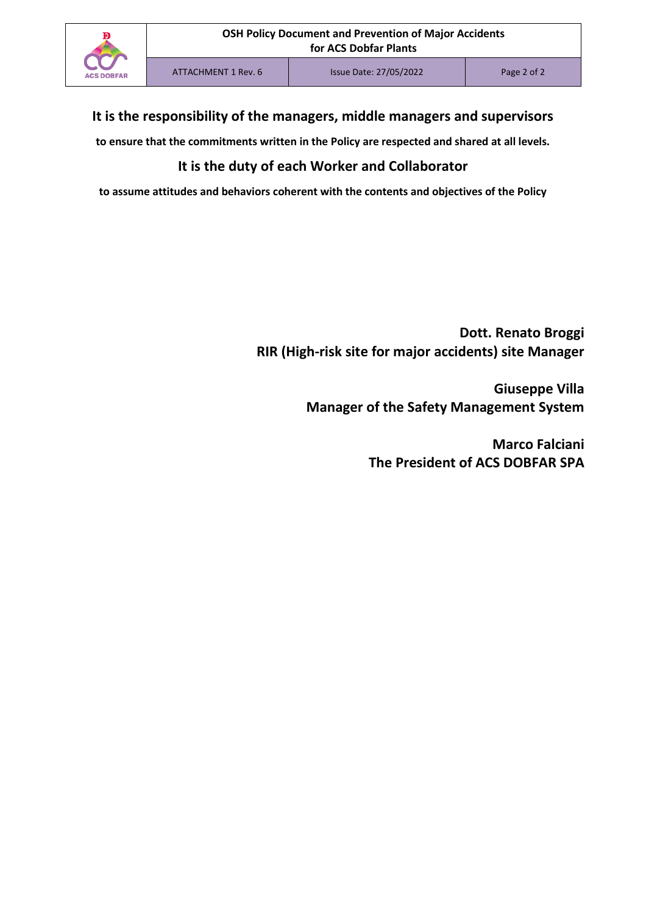## It is the responsibility of the managers, middle managers and supervisors

**to ensure that the commitments written in the Policy are respected and shared at all levels.**

## It is the duty of each Worker and Collaborator

**to assume attitudes and behaviors coherent with the contents and objectives of the Policy**

**Dott. Renato Broggi**
**RIR (High-risk site for major accidents) site Manager**

**Giuseppe Villa**
**Manager of the Safety Management System**

**Marco Falciani**
**The President of ACS DOBFAR SPA**